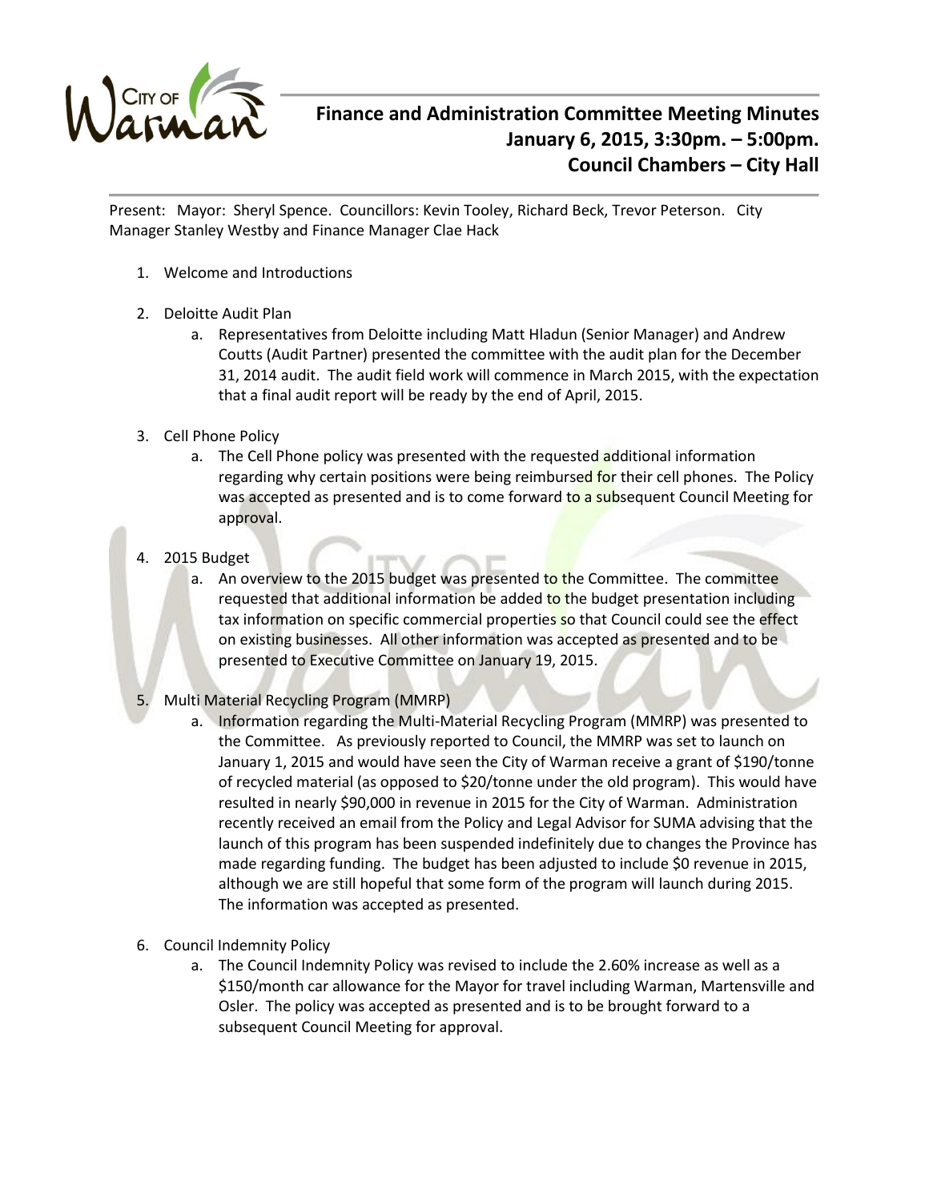# Finance and Administration Committee Meeting Minutes
## January 6, 2015, 3:30pm. – 5:00pm.
## Council Chambers – City Hall

Present: Mayor: Sheryl Spence. Councillors: Kevin Tooley, Richard Beck, Trevor Peterson. City Manager Stanley Westby and Finance Manager Clae Hack

1. Welcome and Introductions

2. Deloitte Audit Plan
   a. Representatives from Deloitte including Matt Hladun (Senior Manager) and Andrew Coutts (Audit Partner) presented the committee with the audit plan for the December 31, 2014 audit. The audit field work will commence in March 2015, with the expectation that a final audit report will be ready by the end of April, 2015.

3. Cell Phone Policy
   a. The Cell Phone policy was presented with the requested additional information regarding why certain positions were being reimbursed for their cell phones. The Policy was accepted as presented and is to come forward to a subsequent Council Meeting for approval.

4. 2015 Budget
   a. An overview to the 2015 budget was presented to the Committee. The committee requested that additional information be added to the budget presentation including tax information on specific commercial properties so that Council could see the effect on existing businesses. All other information was accepted as presented and to be presented to Executive Committee on January 19, 2015.

5. Multi Material Recycling Program (MMRP)
   a. Information regarding the Multi-Material Recycling Program (MMRP) was presented to the Committee. As previously reported to Council, the MMRP was set to launch on January 1, 2015 and would have seen the City of Warman receive a grant of $190/tonne of recycled material (as opposed to $20/tonne under the old program). This would have resulted in nearly $90,000 in revenue in 2015 for the City of Warman. Administration recently received an email from the Policy and Legal Advisor for SUMA advising that the launch of this program has been suspended indefinitely due to changes the Province has made regarding funding. The budget has been adjusted to include $0 revenue in 2015, although we are still hopeful that some form of the program will launch during 2015. The information was accepted as presented.

6. Council Indemnity Policy
   a. The Council Indemnity Policy was revised to include the 2.60% increase as well as a $150/month car allowance for the Mayor for travel including Warman, Martensville and Osler. The policy was accepted as presented and is to be brought forward to a subsequent Council Meeting for approval.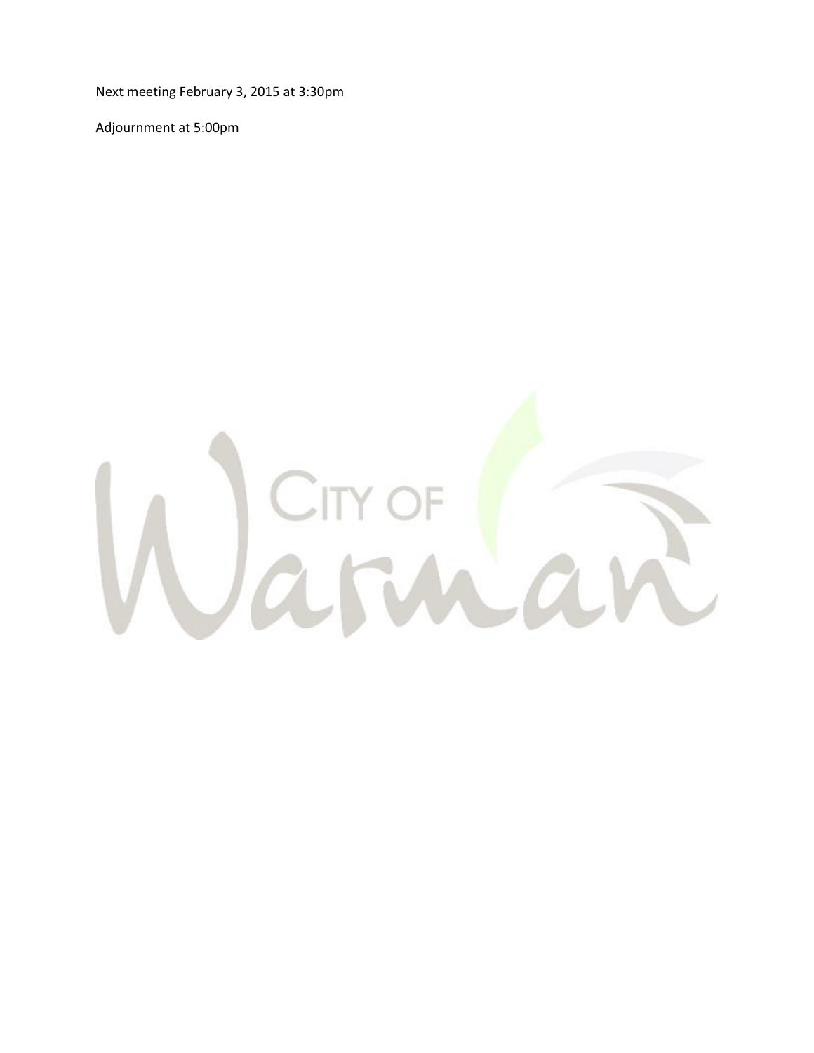Next meeting February 3, 2015 at 3:30pm

Adjournment at 5:00pm